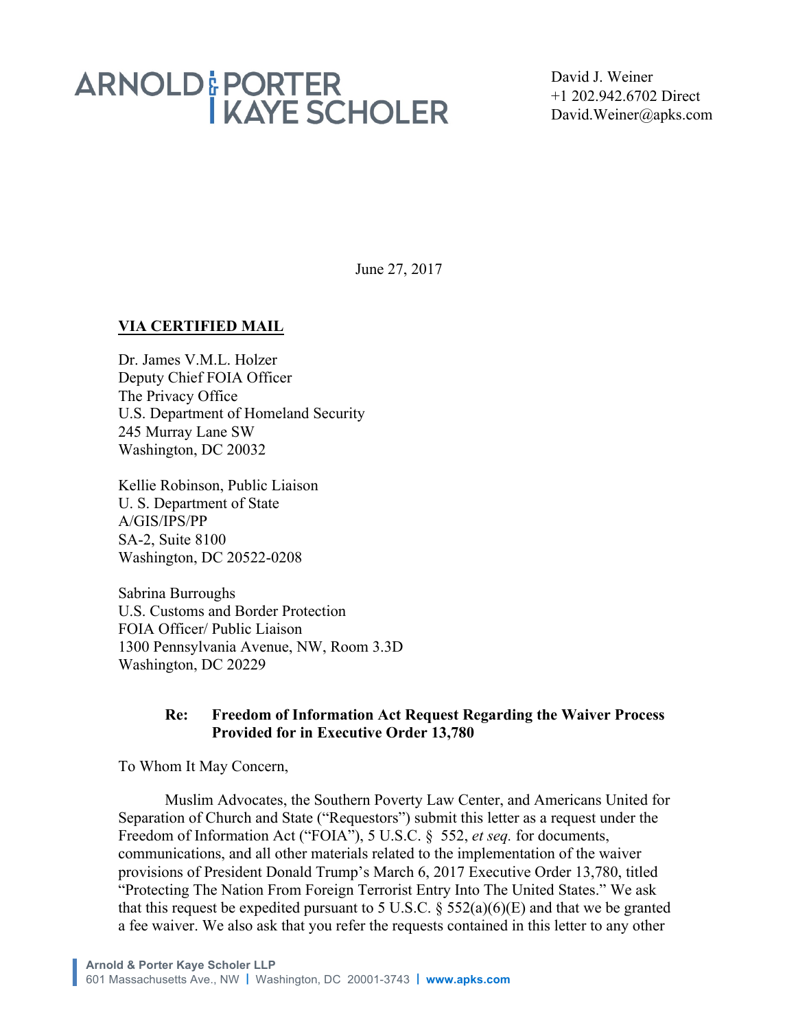ARNOLD & PORTER KAYE SCHOLER

David J. Weiner
+1 202.942.6702 Direct
David.Weiner@apks.com

June 27, 2017

**VIA CERTIFIED MAIL**

Dr. James V.M.L. Holzer
Deputy Chief FOIA Officer
The Privacy Office
U.S. Department of Homeland Security
245 Murray Lane SW
Washington, DC 20032

Kellie Robinson, Public Liaison
U. S. Department of State
A/GIS/IPS/PP
SA-2, Suite 8100
Washington, DC 20522-0208

Sabrina Burroughs
U.S. Customs and Border Protection
FOIA Officer/ Public Liaison
1300 Pennsylvania Avenue, NW, Room 3.3D
Washington, DC 20229

**Re: Freedom of Information Act Request Regarding the Waiver Process Provided for in Executive Order 13,780**

To Whom It May Concern,

Muslim Advocates, the Southern Poverty Law Center, and Americans United for Separation of Church and State ("Requestors") submit this letter as a request under the Freedom of Information Act ("FOIA"), 5 U.S.C. § 552, *et seq.* for documents, communications, and all other materials related to the implementation of the waiver provisions of President Donald Trump's March 6, 2017 Executive Order 13,780, titled "Protecting The Nation From Foreign Terrorist Entry Into The United States." We ask that this request be expedited pursuant to 5 U.S.C. § 552(a)(6)(E) and that we be granted a fee waiver. We also ask that you refer the requests contained in this letter to any other

Arnold & Porter Kaye Scholer LLP
601 Massachusetts Ave., NW | Washington, DC 20001-3743 | www.apks.com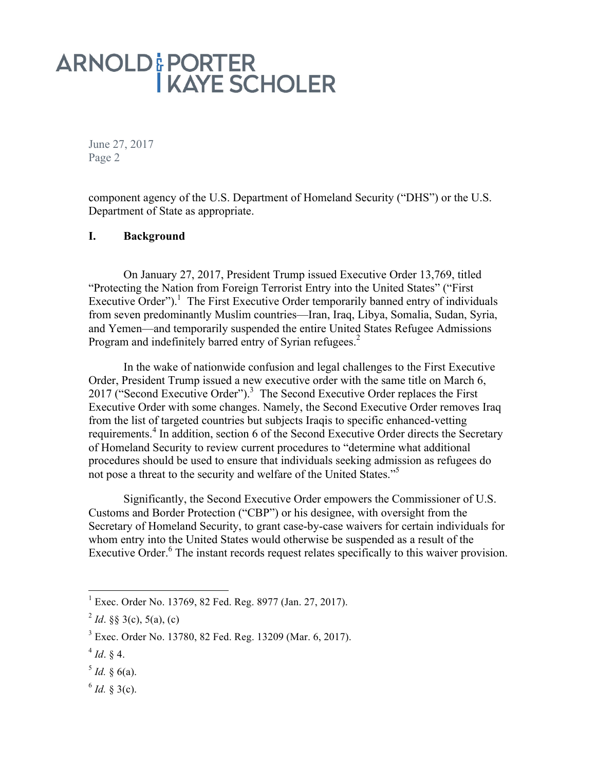component agency of the U.S. Department of Homeland Security ("DHS") or the U.S. Department of State as appropriate.

## I. Background

On January 27, 2017, President Trump issued Executive Order 13,769, titled "Protecting the Nation from Foreign Terrorist Entry into the United States" ("First Executive Order").[1] The First Executive Order temporarily banned entry of individuals from seven predominantly Muslim countries—Iran, Iraq, Libya, Somalia, Sudan, Syria, and Yemen—and temporarily suspended the entire United States Refugee Admissions Program and indefinitely barred entry of Syrian refugees.[2]

In the wake of nationwide confusion and legal challenges to the First Executive Order, President Trump issued a new executive order with the same title on March 6, 2017 ("Second Executive Order").[3] The Second Executive Order replaces the First Executive Order with some changes. Namely, the Second Executive Order removes Iraq from the list of targeted countries but subjects Iraqis to specific enhanced-vetting requirements.[4] In addition, section 6 of the Second Executive Order directs the Secretary of Homeland Security to review current procedures to "determine what additional procedures should be used to ensure that individuals seeking admission as refugees do not pose a threat to the security and welfare of the United States."[5]

Significantly, the Second Executive Order empowers the Commissioner of U.S. Customs and Border Protection ("CBP") or his designee, with oversight from the Secretary of Homeland Security, to grant case-by-case waivers for certain individuals for whom entry into the United States would otherwise be suspended as a result of the Executive Order.[6] The instant records request relates specifically to this waiver provision.

---

[1] Exec. Order No. 13769, 82 Fed. Reg. 8977 (Jan. 27, 2017).

[2] *Id*. §§ 3(c), 5(a), (c)

[3] Exec. Order No. 13780, 82 Fed. Reg. 13209 (Mar. 6, 2017).

[4] *Id*. § 4.

[5] *Id.* § 6(a).

[6] *Id.* § 3(c).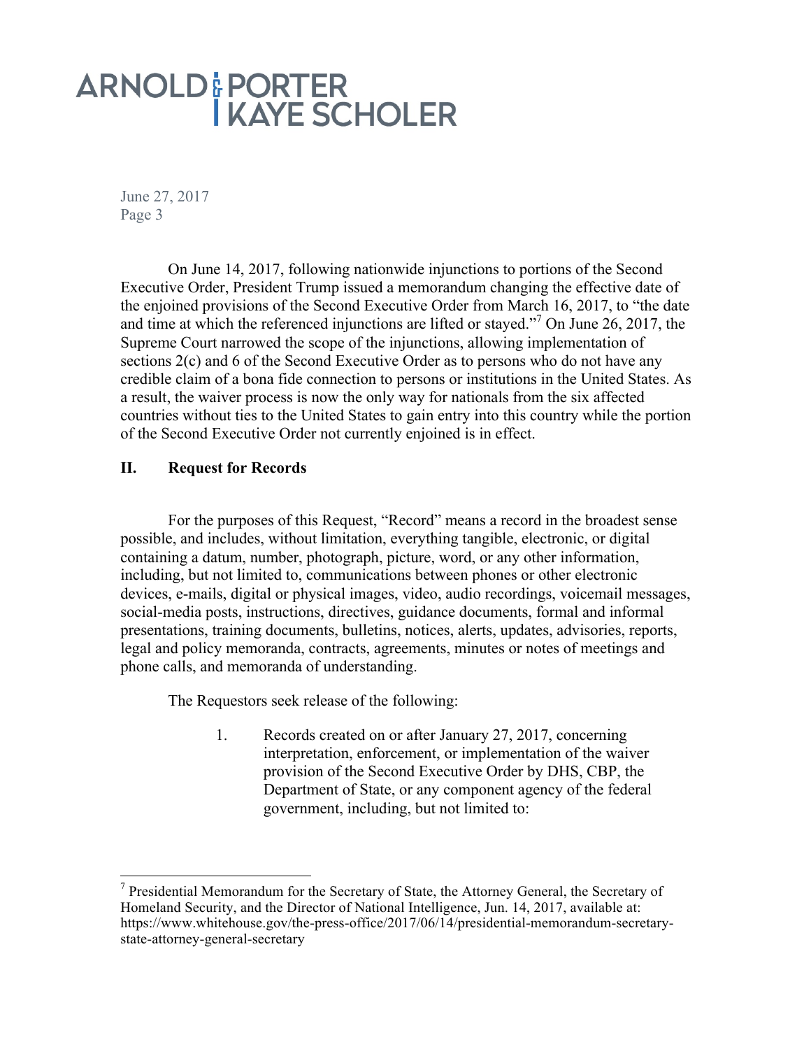On June 14, 2017, following nationwide injunctions to portions of the Second Executive Order, President Trump issued a memorandum changing the effective date of the enjoined provisions of the Second Executive Order from March 16, 2017, to "the date and time at which the referenced injunctions are lifted or stayed."[7] On June 26, 2017, the Supreme Court narrowed the scope of the injunctions, allowing implementation of sections 2(c) and 6 of the Second Executive Order as to persons who do not have any credible claim of a bona fide connection to persons or institutions in the United States. As a result, the waiver process is now the only way for nationals from the six affected countries without ties to the United States to gain entry into this country while the portion of the Second Executive Order not currently enjoined is in effect.

## II. Request for Records

For the purposes of this Request, "Record" means a record in the broadest sense possible, and includes, without limitation, everything tangible, electronic, or digital containing a datum, number, photograph, picture, word, or any other information, including, but not limited to, communications between phones or other electronic devices, e-mails, digital or physical images, video, audio recordings, voicemail messages, social-media posts, instructions, directives, guidance documents, formal and informal presentations, training documents, bulletins, notices, alerts, updates, advisories, reports, legal and policy memoranda, contracts, agreements, minutes or notes of meetings and phone calls, and memoranda of understanding.

The Requestors seek release of the following:

1. Records created on or after January 27, 2017, concerning interpretation, enforcement, or implementation of the waiver provision of the Second Executive Order by DHS, CBP, the Department of State, or any component agency of the federal government, including, but not limited to:

---

[7] Presidential Memorandum for the Secretary of State, the Attorney General, the Secretary of Homeland Security, and the Director of National Intelligence, Jun. 14, 2017, available at: https://www.whitehouse.gov/the-press-office/2017/06/14/presidential-memorandum-secretary-state-attorney-general-secretary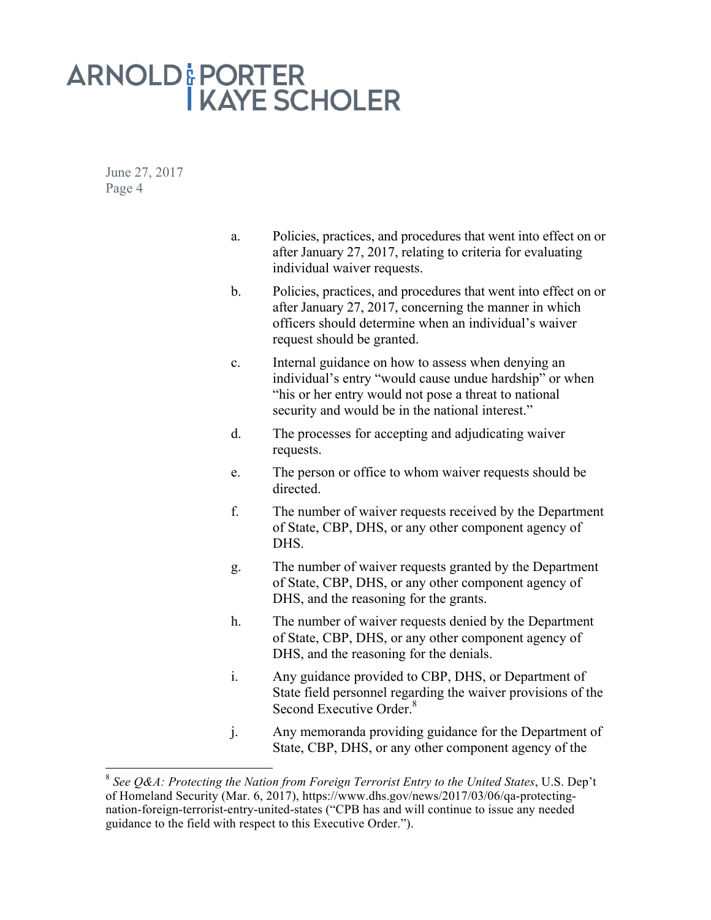a. Policies, practices, and procedures that went into effect on or after January 27, 2017, relating to criteria for evaluating individual waiver requests.

b. Policies, practices, and procedures that went into effect on or after January 27, 2017, concerning the manner in which officers should determine when an individual's waiver request should be granted.

c. Internal guidance on how to assess when denying an individual's entry "would cause undue hardship" or when "his or her entry would not pose a threat to national security and would be in the national interest."

d. The processes for accepting and adjudicating waiver requests.

e. The person or office to whom waiver requests should be directed.

f. The number of waiver requests received by the Department of State, CBP, DHS, or any other component agency of DHS.

g. The number of waiver requests granted by the Department of State, CBP, DHS, or any other component agency of DHS, and the reasoning for the grants.

h. The number of waiver requests denied by the Department of State, CBP, DHS, or any other component agency of DHS, and the reasoning for the denials.

i. Any guidance provided to CBP, DHS, or Department of State field personnel regarding the waiver provisions of the Second Executive Order.[8]

j. Any memoranda providing guidance for the Department of State, CBP, DHS, or any other component agency of the

---

[8] *See Q&A: Protecting the Nation from Foreign Terrorist Entry to the United States*, U.S. Dep't of Homeland Security (Mar. 6, 2017), https://www.dhs.gov/news/2017/03/06/qa-protecting-nation-foreign-terrorist-entry-united-states ("CPB has and will continue to issue any needed guidance to the field with respect to this Executive Order.").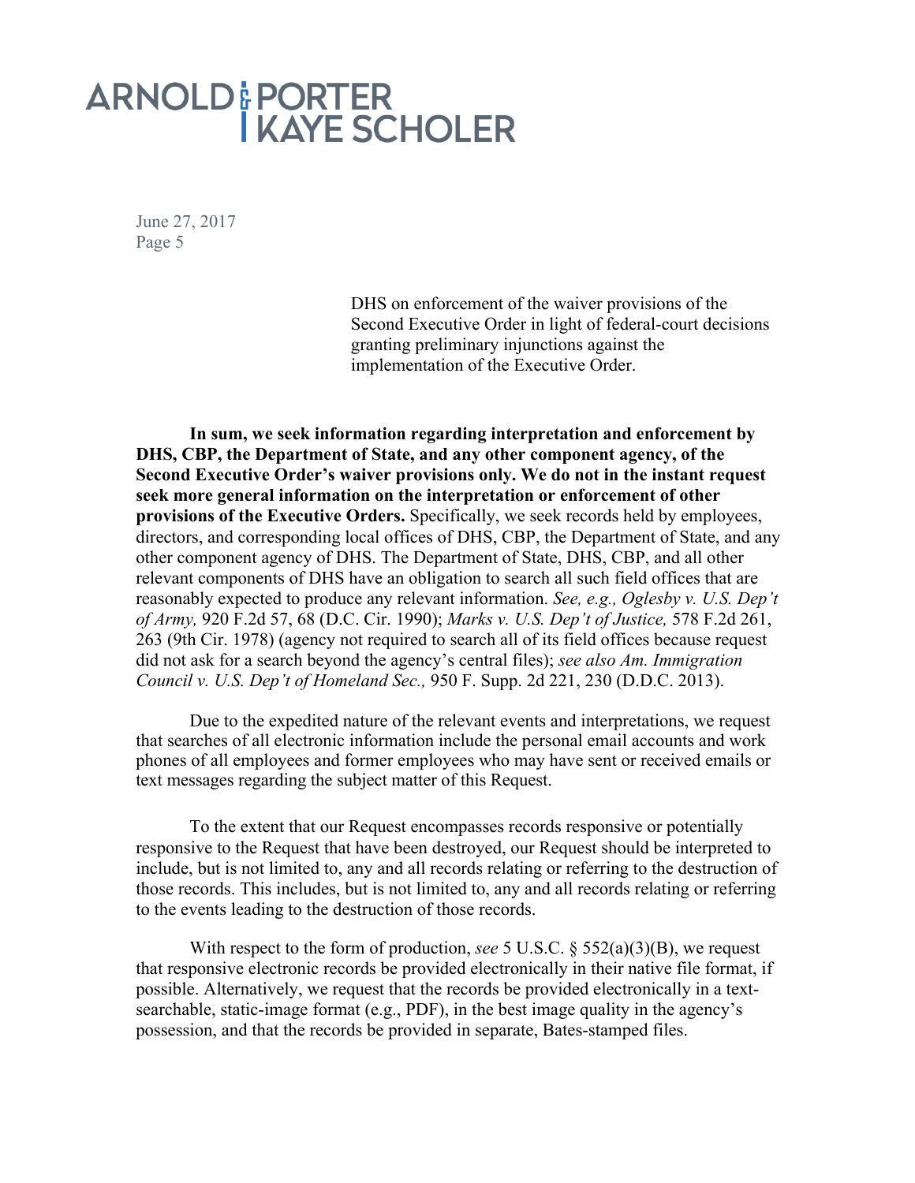DHS on enforcement of the waiver provisions of the Second Executive Order in light of federal-court decisions granting preliminary injunctions against the implementation of the Executive Order.

**In sum, we seek information regarding interpretation and enforcement by DHS, CBP, the Department of State, and any other component agency, of the Second Executive Order's waiver provisions only. We do not in the instant request seek more general information on the interpretation or enforcement of other provisions of the Executive Orders.** Specifically, we seek records held by employees, directors, and corresponding local offices of DHS, CBP, the Department of State, and any other component agency of DHS. The Department of State, DHS, CBP, and all other relevant components of DHS have an obligation to search all such field offices that are reasonably expected to produce any relevant information. *See, e.g., Oglesby v. U.S. Dep't of Army,* 920 F.2d 57, 68 (D.C. Cir. 1990); *Marks v. U.S. Dep't of Justice,* 578 F.2d 261, 263 (9th Cir. 1978) (agency not required to search all of its field offices because request did not ask for a search beyond the agency's central files); *see also Am. Immigration Council v. U.S. Dep't of Homeland Sec.,* 950 F. Supp. 2d 221, 230 (D.D.C. 2013).

Due to the expedited nature of the relevant events and interpretations, we request that searches of all electronic information include the personal email accounts and work phones of all employees and former employees who may have sent or received emails or text messages regarding the subject matter of this Request.

To the extent that our Request encompasses records responsive or potentially responsive to the Request that have been destroyed, our Request should be interpreted to include, but is not limited to, any and all records relating or referring to the destruction of those records. This includes, but is not limited to, any and all records relating or referring to the events leading to the destruction of those records.

With respect to the form of production, *see* 5 U.S.C. § 552(a)(3)(B), we request that responsive electronic records be provided electronically in their native file format, if possible. Alternatively, we request that the records be provided electronically in a text-searchable, static-image format (e.g., PDF), in the best image quality in the agency's possession, and that the records be provided in separate, Bates-stamped files.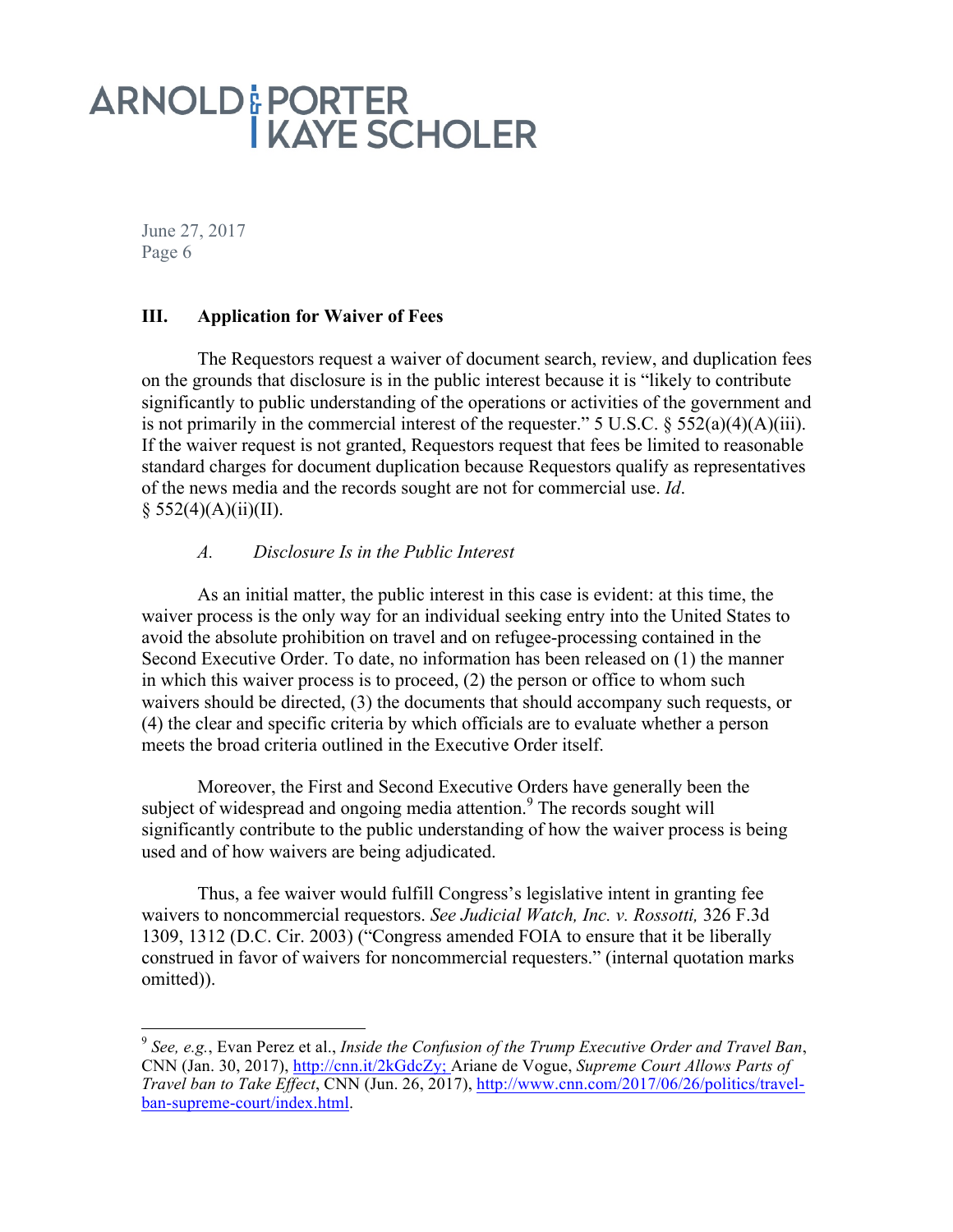### III. Application for Waiver of Fees

The Requestors request a waiver of document search, review, and duplication fees on the grounds that disclosure is in the public interest because it is "likely to contribute significantly to public understanding of the operations or activities of the government and is not primarily in the commercial interest of the requester." 5 U.S.C. § 552(a)(4)(A)(iii). If the waiver request is not granted, Requestors request that fees be limited to reasonable standard charges for document duplication because Requestors qualify as representatives of the news media and the records sought are not for commercial use. *Id*. § 552(4)(A)(ii)(II).

#### *A. Disclosure Is in the Public Interest*

As an initial matter, the public interest in this case is evident: at this time, the waiver process is the only way for an individual seeking entry into the United States to avoid the absolute prohibition on travel and on refugee-processing contained in the Second Executive Order. To date, no information has been released on (1) the manner in which this waiver process is to proceed, (2) the person or office to whom such waivers should be directed, (3) the documents that should accompany such requests, or (4) the clear and specific criteria by which officials are to evaluate whether a person meets the broad criteria outlined in the Executive Order itself.

Moreover, the First and Second Executive Orders have generally been the subject of widespread and ongoing media attention.[9] The records sought will significantly contribute to the public understanding of how the waiver process is being used and of how waivers are being adjudicated.

Thus, a fee waiver would fulfill Congress's legislative intent in granting fee waivers to noncommercial requestors. *See Judicial Watch, Inc. v. Rossotti,* 326 F.3d 1309, 1312 (D.C. Cir. 2003) ("Congress amended FOIA to ensure that it be liberally construed in favor of waivers for noncommercial requesters." (internal quotation marks omitted)).

---

[9] *See, e.g.*, Evan Perez et al., *Inside the Confusion of the Trump Executive Order and Travel Ban*, CNN (Jan. 30, 2017), http://cnn.it/2kGdcZy; Ariane de Vogue, *Supreme Court Allows Parts of Travel ban to Take Effect*, CNN (Jun. 26, 2017), http://www.cnn.com/2017/06/26/politics/travel-ban-supreme-court/index.html.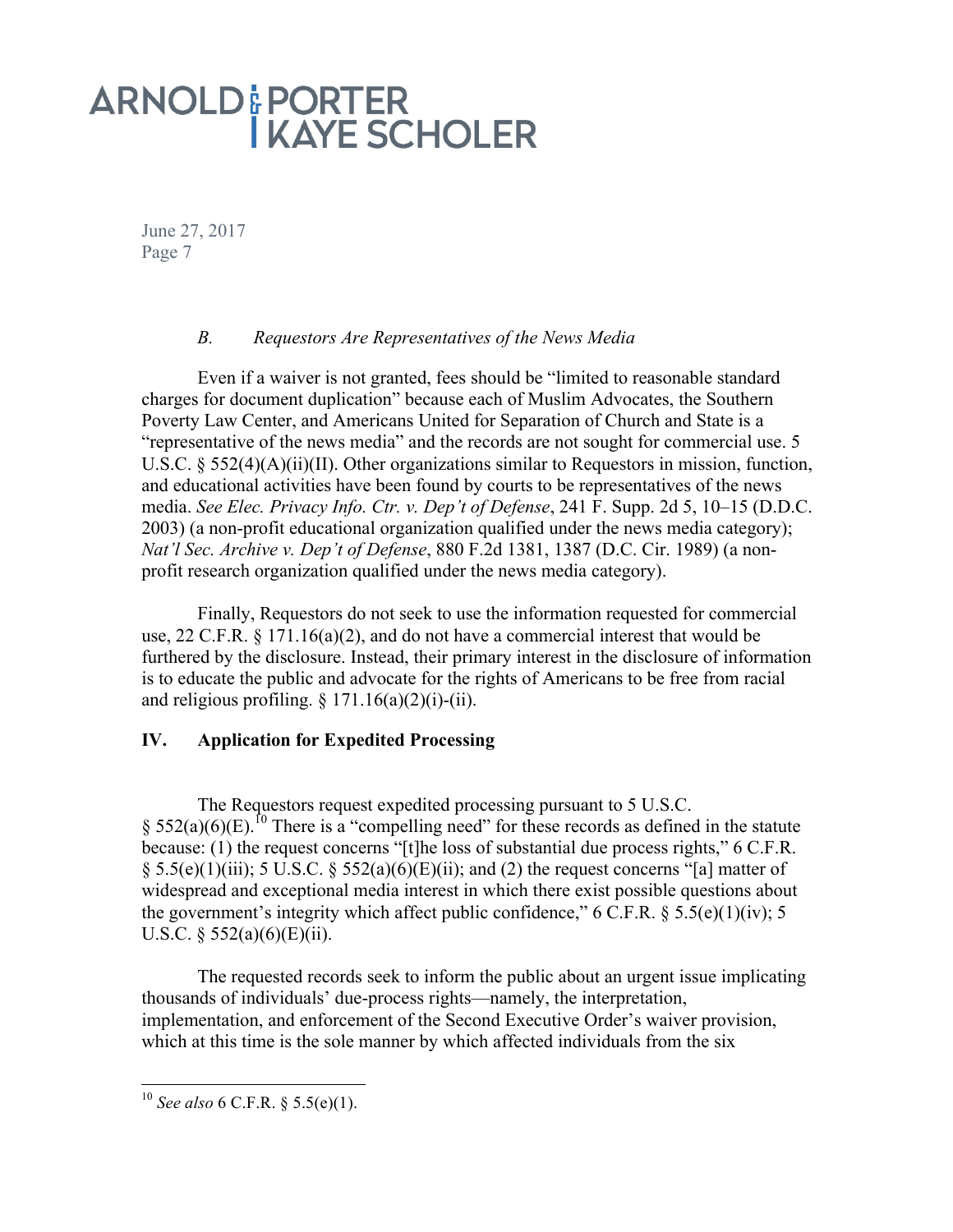### *B. Requestors Are Representatives of the News Media*

Even if a waiver is not granted, fees should be "limited to reasonable standard charges for document duplication" because each of Muslim Advocates, the Southern Poverty Law Center, and Americans United for Separation of Church and State is a "representative of the news media" and the records are not sought for commercial use. 5 U.S.C. § 552(4)(A)(ii)(II). Other organizations similar to Requestors in mission, function, and educational activities have been found by courts to be representatives of the news media. *See Elec. Privacy Info. Ctr. v. Dep't of Defense*, 241 F. Supp. 2d 5, 10–15 (D.D.C. 2003) (a non-profit educational organization qualified under the news media category); *Nat'l Sec. Archive v. Dep't of Defense*, 880 F.2d 1381, 1387 (D.C. Cir. 1989) (a non-profit research organization qualified under the news media category).

Finally, Requestors do not seek to use the information requested for commercial use, 22 C.F.R. § 171.16(a)(2), and do not have a commercial interest that would be furthered by the disclosure. Instead, their primary interest in the disclosure of information is to educate the public and advocate for the rights of Americans to be free from racial and religious profiling. § 171.16(a)(2)(i)-(ii).

## IV. Application for Expedited Processing

The Requestors request expedited processing pursuant to 5 U.S.C. § 552(a)(6)(E).[10] There is a "compelling need" for these records as defined in the statute because: (1) the request concerns "[t]he loss of substantial due process rights," 6 C.F.R. § 5.5(e)(1)(iii); 5 U.S.C. § 552(a)(6)(E)(ii); and (2) the request concerns "[a] matter of widespread and exceptional media interest in which there exist possible questions about the government's integrity which affect public confidence," 6 C.F.R. § 5.5(e)(1)(iv); 5 U.S.C. § 552(a)(6)(E)(ii).

The requested records seek to inform the public about an urgent issue implicating thousands of individuals' due-process rights—namely, the interpretation, implementation, and enforcement of the Second Executive Order's waiver provision, which at this time is the sole manner by which affected individuals from the six

[10] *See also* 6 C.F.R. § 5.5(e)(1).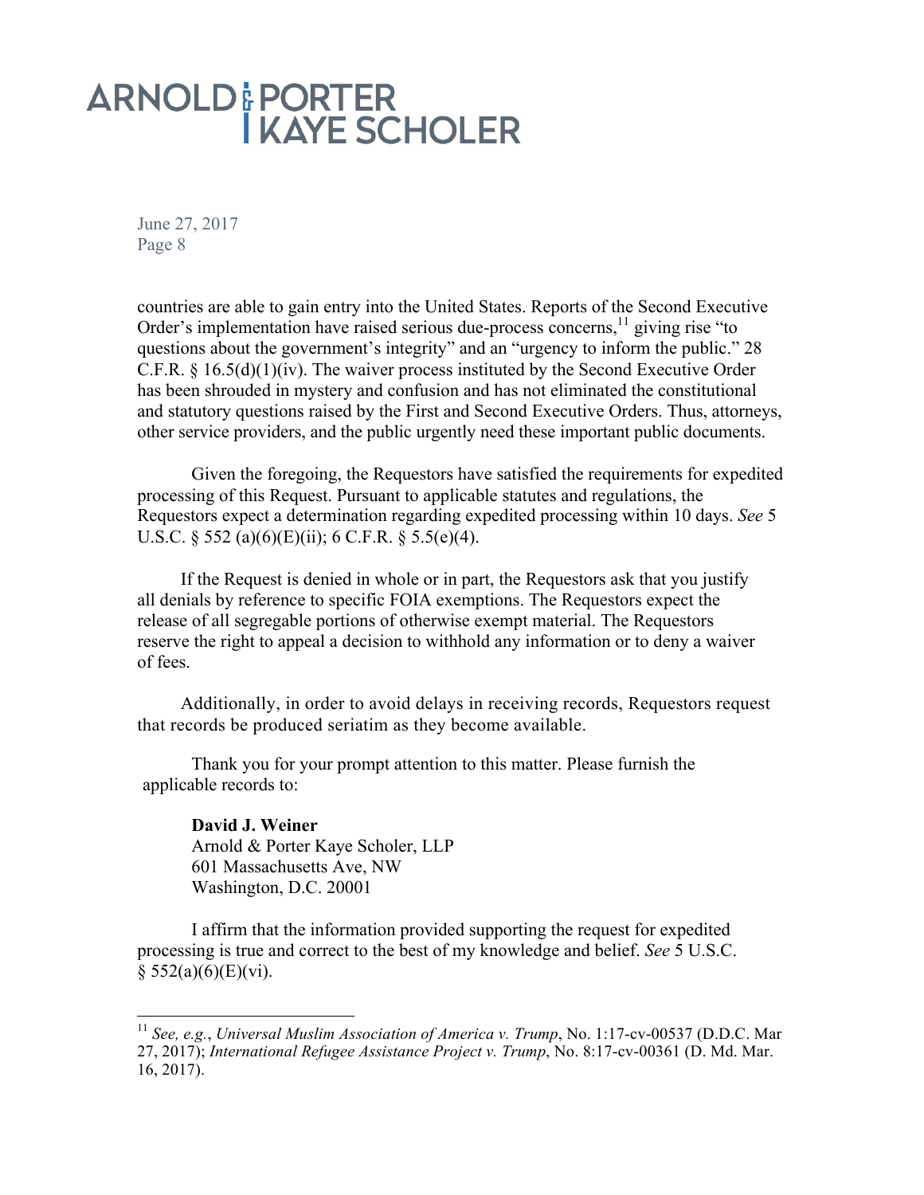countries are able to gain entry into the United States. Reports of the Second Executive Order's implementation have raised serious due-process concerns,[11] giving rise "to questions about the government's integrity" and an "urgency to inform the public." 28 C.F.R. § 16.5(d)(1)(iv). The waiver process instituted by the Second Executive Order has been shrouded in mystery and confusion and has not eliminated the constitutional and statutory questions raised by the First and Second Executive Orders. Thus, attorneys, other service providers, and the public urgently need these important public documents.

Given the foregoing, the Requestors have satisfied the requirements for expedited processing of this Request. Pursuant to applicable statutes and regulations, the Requestors expect a determination regarding expedited processing within 10 days. *See* 5 U.S.C. § 552 (a)(6)(E)(ii); 6 C.F.R. § 5.5(e)(4).

If the Request is denied in whole or in part, the Requestors ask that you justify all denials by reference to specific FOIA exemptions. The Requestors expect the release of all segregable portions of otherwise exempt material. The Requestors reserve the right to appeal a decision to withhold any information or to deny a waiver of fees.

Additionally, in order to avoid delays in receiving records, Requestors request that records be produced seriatim as they become available.

Thank you for your prompt attention to this matter. Please furnish the applicable records to:

**David J. Weiner**
Arnold & Porter Kaye Scholer, LLP
601 Massachusetts Ave, NW
Washington, D.C. 20001

I affirm that the information provided supporting the request for expedited processing is true and correct to the best of my knowledge and belief. *See* 5 U.S.C. § 552(a)(6)(E)(vi).

---

[11] *See, e.g.*, *Universal Muslim Association of America v. Trump*, No. 1:17-cv-00537 (D.D.C. Mar 27, 2017); *International Refugee Assistance Project v. Trump*, No. 8:17-cv-00361 (D. Md. Mar. 16, 2017).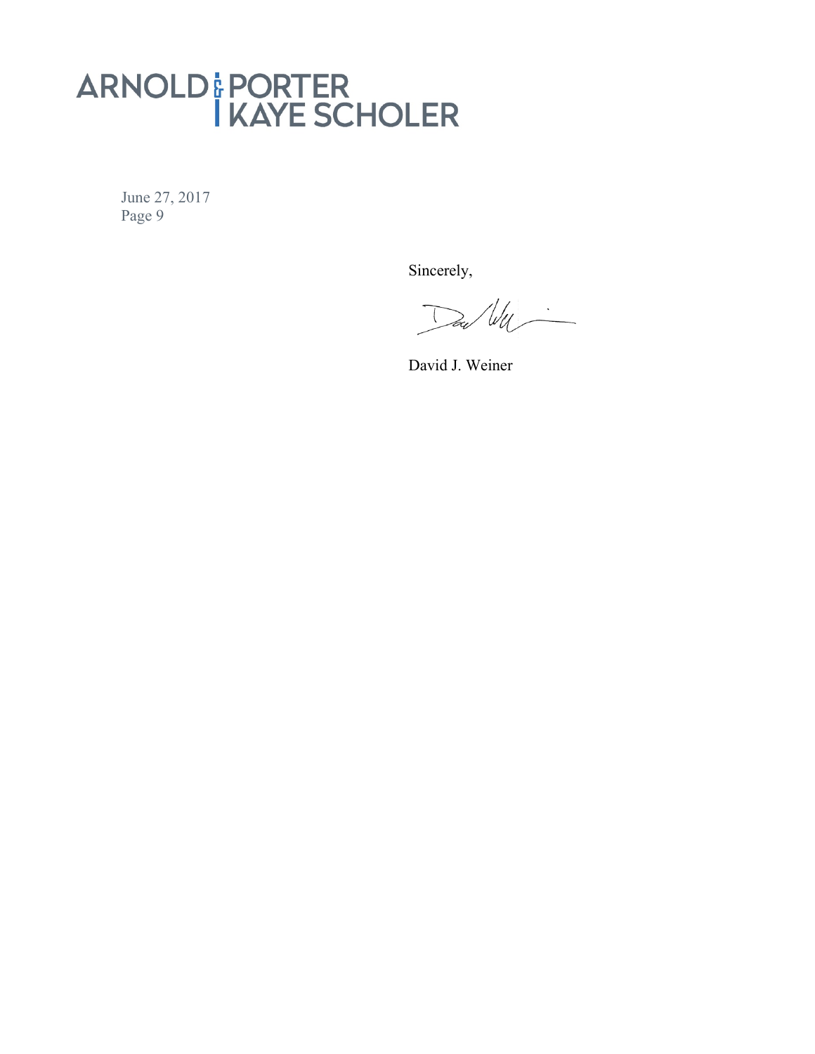Sincerely,

David J. Weiner